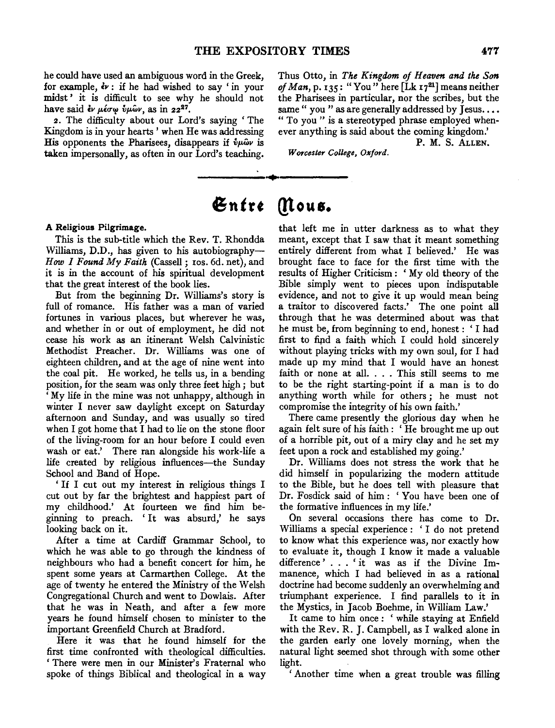he could have used an ambiguous word in the Greek, for example, ἐν: if he had wished to say 'in your midst' it is difficult to see why he should not have said ἐν μέσῳ ὑμῶν, as in 22[27].

2. The difficulty about our Lord's saying 'The Kingdom is in your hearts' when He was addressing His opponents the Pharisees, disappears if ὑμῶν is taken impersonally, as often in our Lord's teaching. Thus Otto, in *The Kingdom of Heaven and the Son of Man*, p. 135: "You" here [Lk 17[21]] means neither the Pharisees in particular, nor the scribes, but the same "you" as are generally addressed by Jesus.... "To you" is a stereotyped phrase employed whenever anything is said about the coming kingdom.'

P. M. S. Allen.

*Worcester College, Oxford.*

# Entre Nous.

**A Religious Pilgrimage.**

This is the sub-title which the Rev. T. Rhondda Williams, D.D., has given to his autobiography—*How I Found My Faith* (Cassell; 10s. 6d. net), and it is in the account of his spiritual development that the great interest of the book lies.

But from the beginning Dr. Williams's story is full of romance. His father was a man of varied fortunes in various places, but wherever he was, and whether in or out of employment, he did not cease his work as an itinerant Welsh Calvinistic Methodist Preacher. Dr. Williams was one of eighteen children, and at the age of nine went into the coal pit. He worked, he tells us, in a bending position, for the seam was only three feet high; but 'My life in the mine was not unhappy, although in winter I never saw daylight except on Saturday afternoon and Sunday, and was usually so tired when I got home that I had to lie on the stone floor of the living-room for an hour before I could even wash or eat.' There ran alongside his work-life a life created by religious influences—the Sunday School and Band of Hope.

'If I cut out my interest in religious things I cut out by far the brightest and happiest part of my childhood.' At fourteen we find him beginning to preach. 'It was absurd,' he says looking back on it.

After a time at Cardiff Grammar School, to which he was able to go through the kindness of neighbours who had a benefit concert for him, he spent some years at Carmarthen College. At the age of twenty he entered the Ministry of the Welsh Congregational Church and went to Dowlais. After that he was in Neath, and after a few more years he found himself chosen to minister to the important Greenfield Church at Bradford.

Here it was that he found himself for the first time confronted with theological difficulties. 'There were men in our Minister's Fraternal who spoke of things Biblical and theological in a way that left me in utter darkness as to what they meant, except that I saw that it meant something entirely different from what I believed.' He was brought face to face for the first time with the results of Higher Criticism: 'My old theory of the Bible simply went to pieces upon indisputable evidence, and not to give it up would mean being a traitor to discovered facts.' The one point all through that he was determined about was that he must be, from beginning to end, honest: 'I had first to find a faith which I could hold sincerely without playing tricks with my own soul, for I had made up my mind that I would have an honest faith or none at all. . . . This still seems to me to be the right starting-point if a man is to do anything worth while for others; he must not compromise the integrity of his own faith.'

There came presently the glorious day when he again felt sure of his faith: 'He brought me up out of a horrible pit, out of a miry clay and he set my feet upon a rock and established my going.'

Dr. Williams does not stress the work that he did himself in popularizing the modern attitude to the Bible, but he does tell with pleasure that Dr. Fosdick said of him: 'You have been one of the formative influences in my life.'

On several occasions there has come to Dr. Williams a special experience: 'I do not pretend to know what this experience was, nor exactly how to evaluate it, though I know it made a valuable difference' . . . 'it was as if the Divine Immanence, which I had believed in as a rational doctrine had become suddenly an overwhelming and triumphant experience. I find parallels to it in the Mystics, in Jacob Boehme, in William Law.'

It came to him once: 'while staying at Enfield with the Rev. R. J. Campbell, as I walked alone in the garden early one lovely morning, when the natural light seemed shot through with some other light.

'Another time when a great trouble was filling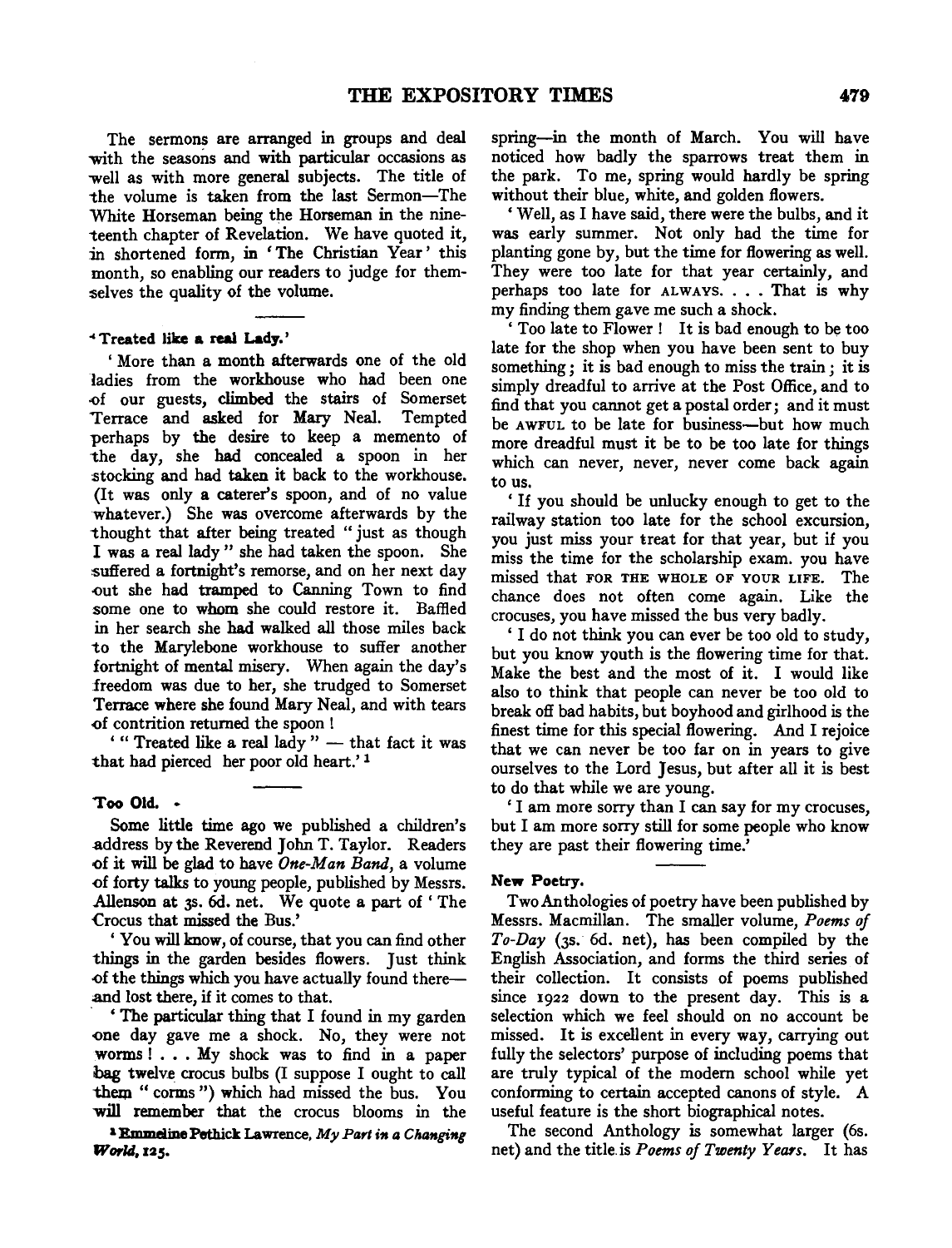The sermons are arranged in groups and deal with the seasons and with particular occasions as well as with more general subjects. The title of the volume is taken from the last Sermon—The White Horseman being the Horseman in the nineteenth chapter of Revelation. We have quoted it, in shortened form, in 'The Christian Year' this month, so enabling our readers to judge for themselves the quality of the volume.

### 'Treated like a real Lady.'

'More than a month afterwards one of the old ladies from the workhouse who had been one of our guests, climbed the stairs of Somerset Terrace and asked for Mary Neal. Tempted perhaps by the desire to keep a memento of the day, she had concealed a spoon in her stocking and had taken it back to the workhouse. (It was only a caterer's spoon, and of no value whatever.) She was overcome afterwards by the thought that after being treated "just as though I was a real lady" she had taken the spoon. She suffered a fortnight's remorse, and on her next day out she had tramped to Canning Town to find some one to whom she could restore it. Baffled in her search she had walked all those miles back to the Marylebone workhouse to suffer another fortnight of mental misery. When again the day's freedom was due to her, she trudged to Somerset Terrace where she found Mary Neal, and with tears of contrition returned the spoon!

'"Treated like a real lady" — that fact it was that had pierced her poor old heart.'[1]

### Too Old.

Some little time ago we published a children's address by the Reverend John T. Taylor. Readers of it will be glad to have *One-Man Band*, a volume of forty talks to young people, published by Messrs. Allenson at 3s. 6d. net. We quote a part of 'The Crocus that missed the Bus.'

'You will know, of course, that you can find other things in the garden besides flowers. Just think of the things which you have actually found there—and lost there, if it comes to that.

'The particular thing that I found in my garden one day gave me a shock. No, they were not worms! . . . My shock was to find in a paper bag twelve crocus bulbs (I suppose I ought to call them "corms") which had missed the bus. You will remember that the crocus blooms in the spring—in the month of March. You will have noticed how badly the sparrows treat them in the park. To me, spring would hardly be spring without their blue, white, and golden flowers.

'Well, as I have said, there were the bulbs, and it was early summer. Not only had the time for planting gone by, but the time for flowering as well. They were too late for that year certainly, and perhaps too late for ALWAYS. . . . That is why my finding them gave me such a shock.

'Too late to Flower! It is bad enough to be too late for the shop when you have been sent to buy something; it is bad enough to miss the train; it is simply dreadful to arrive at the Post Office, and to find that you cannot get a postal order; and it must be AWFUL to be late for business—but how much more dreadful must it be to be too late for things which can never, never, never come back again to us.

'If you should be unlucky enough to get to the railway station too late for the school excursion, you just miss your treat for that year, but if you miss the time for the scholarship exam. you have missed that FOR THE WHOLE OF YOUR LIFE. The chance does not often come again. Like the crocuses, you have missed the bus very badly.

'I do not think you can ever be too old to study, but you know youth is the flowering time for that. Make the best and the most of it. I would like also to think that people can never be too old to break off bad habits, but boyhood and girlhood is the finest time for this special flowering. And I rejoice that we can never be too far on in years to give ourselves to the Lord Jesus, but after all it is best to do that while we are young.

'I am more sorry than I can say for my crocuses, but I am more sorry still for some people who know they are past their flowering time.'

### New Poetry.

Two Anthologies of poetry have been published by Messrs. Macmillan. The smaller volume, *Poems of To-Day* (3s. 6d. net), has been compiled by the English Association, and forms the third series of their collection. It consists of poems published since 1922 down to the present day. This is a selection which we feel should on no account be missed. It is excellent in every way, carrying out fully the selectors' purpose of including poems that are truly typical of the modern school while yet conforming to certain accepted canons of style. A useful feature is the short biographical notes.

The second Anthology is somewhat larger (6s. net) and the title is *Poems of Twenty Years*. It has

[1] Emmeline Pethick Lawrence, *My Part in a Changing World*, 125.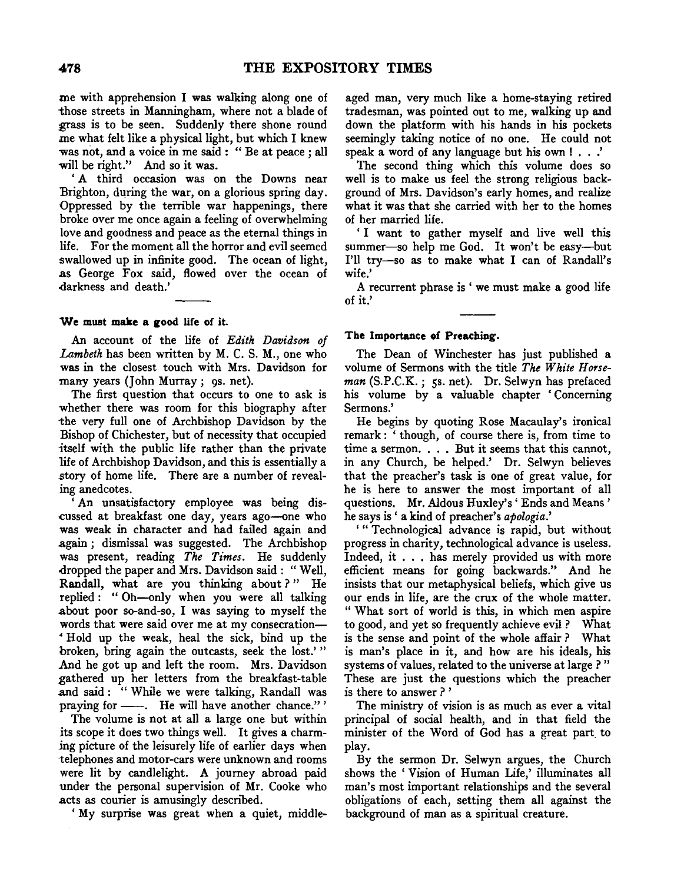me with apprehension I was walking along one of those streets in Manningham, where not a blade of grass is to be seen. Suddenly there shone round me what felt like a physical light, but which I knew was not, and a voice in me said : " Be at peace ; all will be right." And so it was.

'A third occasion was on the Downs near Brighton, during the war, on a glorious spring day. Oppressed by the terrible war happenings, there broke over me once again a feeling of overwhelming love and goodness and peace as the eternal things in life. For the moment all the horror and evil seemed swallowed up in infinite good. The ocean of light, as George Fox said, flowed over the ocean of darkness and death.'

#### We must make a good life of it.

An account of the life of *Edith Davidson of Lambeth* has been written by M. C. S. M., one who was in the closest touch with Mrs. Davidson for many years (John Murray ; 9s. net).

The first question that occurs to one to ask is whether there was room for this biography after the very full one of Archbishop Davidson by the Bishop of Chichester, but of necessity that occupied itself with the public life rather than the private life of Archbishop Davidson, and this is essentially a story of home life. There are a number of revealing anedcotes.

'An unsatisfactory employee was being discussed at breakfast one day, years ago—one who was weak in character and had failed again and again ; dismissal was suggested. The Archbishop was present, reading *The Times*. He suddenly dropped the paper and Mrs. Davidson said : " Well, Randall, what are you thinking about ? " He replied : " Oh—only when you were all talking about poor so-and-so, I was saying to myself the words that were said over me at my consecration—'Hold up the weak, heal the sick, bind up the broken, bring again the outcasts, seek the lost.' " And he got up and left the room. Mrs. Davidson gathered up her letters from the breakfast-table and said : " While we were talking, Randall was praying for ——. He will have another chance." '

The volume is not at all a large one but within its scope it does two things well. It gives a charming picture of the leisurely life of earlier days when telephones and motor-cars were unknown and rooms were lit by candlelight. A journey abroad paid under the personal supervision of Mr. Cooke who acts as courier is amusingly described.

'My surprise was great when a quiet, middle-aged man, very much like a home-staying retired tradesman, was pointed out to me, walking up and down the platform with his hands in his pockets seemingly taking notice of no one. He could not speak a word of any language but his own ! . . .'

The second thing which this volume does so well is to make us feel the strong religious background of Mrs. Davidson's early homes, and realize what it was that she carried with her to the homes of her married life.

'I want to gather myself and live well this summer—so help me God. It won't be easy—but I'll try—so as to make what I can of Randall's wife.'

A recurrent phrase is ' we must make a good life of it.'

#### The Importance of Preaching.

The Dean of Winchester has just published a volume of Sermons with the title *The White Horseman* (S.P.C.K. ; 5s. net). Dr. Selwyn has prefaced his volume by a valuable chapter 'Concerning Sermons.'

He begins by quoting Rose Macaulay's ironical remark : ' though, of course there is, from time to time a sermon. . . . But it seems that this cannot, in any Church, be helped.' Dr. Selwyn believes that the preacher's task is one of great value, for he is here to answer the most important of all questions. Mr. Aldous Huxley's ' Ends and Means ' he says is ' a kind of preacher's *apologia*.'

' " Technological advance is rapid, but without progress in charity, technological advance is useless. Indeed, it . . . has merely provided us with more efficient means for going backwards." And he insists that our metaphysical beliefs, which give us our ends in life, are the crux of the whole matter. " What sort of world is this, in which men aspire to good, and yet so frequently achieve evil ? What is the sense and point of the whole affair ? What is man's place in it, and how are his ideals, his systems of values, related to the universe at large ? " These are just the questions which the preacher is there to answer ? '

The ministry of vision is as much as ever a vital principal of social health, and in that field the minister of the Word of God has a great part to play.

By the sermon Dr. Selwyn argues, the Church shows the ' Vision of Human Life,' illuminates all man's most important relationships and the several obligations of each, setting them all against the background of man as a spiritual creature.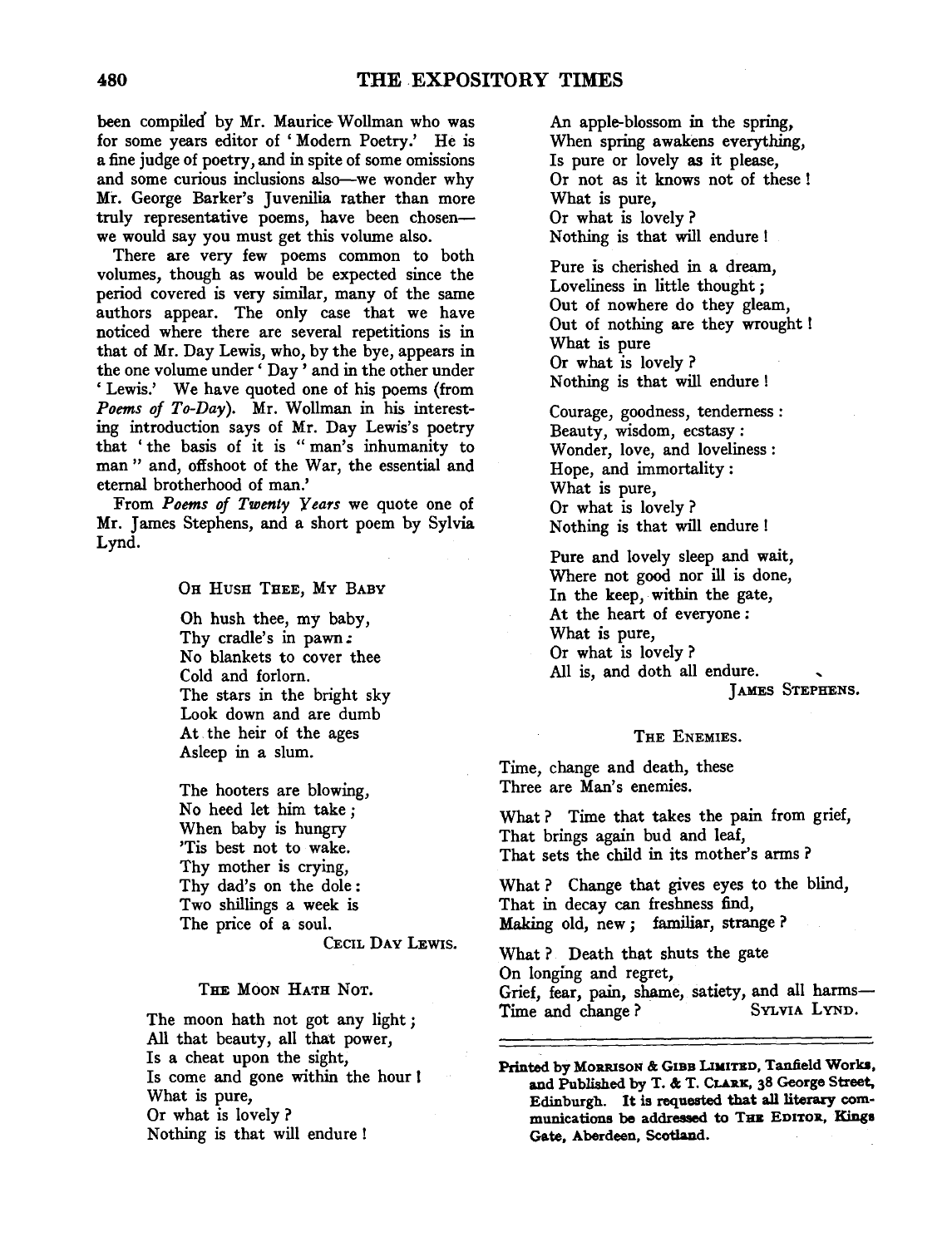been compiled by Mr. Maurice Wollman who was for some years editor of 'Modern Poetry.' He is a fine judge of poetry, and in spite of some omissions and some curious inclusions also—we wonder why Mr. George Barker's Juvenilia rather than more truly representative poems, have been chosen—we would say you must get this volume also.

There are very few poems common to both volumes, though as would be expected since the period covered is very similar, many of the same authors appear. The only case that we have noticed where there are several repetitions is in that of Mr. Day Lewis, who, by the bye, appears in the one volume under 'Day' and in the other under 'Lewis.' We have quoted one of his poems (from *Poems of To-Day*). Mr. Wollman in his interesting introduction says of Mr. Day Lewis's poetry that 'the basis of it is "man's inhumanity to man" and, offshoot of the War, the essential and eternal brotherhood of man.'

From *Poems of Twenty Years* we quote one of Mr. James Stephens, and a short poem by Sylvia Lynd.

### Oh Hush Thee, My Baby

Oh hush thee, my baby,
Thy cradle's in pawn:
No blankets to cover thee
Cold and forlorn.
The stars in the bright sky
Look down and are dumb
At the heir of the ages
Asleep in a slum.

The hooters are blowing,
No heed let him take;
When baby is hungry
'Tis best not to wake.
Thy mother is crying,
Thy dad's on the dole:
Two shillings a week is
The price of a soul.

Cecil Day Lewis.

### The Moon Hath Not.

The moon hath not got any light;
All that beauty, all that power,
Is a cheat upon the sight,
Is come and gone within the hour!
What is pure,
Or what is lovely?
Nothing is that will endure!

An apple-blossom in the spring,
When spring awakens everything,
Is pure or lovely as it please,
Or not as it knows not of these!
What is pure,
Or what is lovely?
Nothing is that will endure!

Pure is cherished in a dream,
Loveliness in little thought;
Out of nowhere do they gleam,
Out of nothing are they wrought!
What is pure
Or what is lovely?
Nothing is that will endure!

Courage, goodness, tenderness:
Beauty, wisdom, ecstasy:
Wonder, love, and loveliness:
Hope, and immortality:
What is pure,
Or what is lovely?
Nothing is that will endure!

Pure and lovely sleep and wait,
Where not good nor ill is done,
In the keep, within the gate,
At the heart of everyone:
What is pure,
Or what is lovely?
All is, and doth all endure.

James Stephens.

### The Enemies.

Time, change and death, these
Three are Man's enemies.

What? Time that takes the pain from grief,
That brings again bud and leaf,
That sets the child in its mother's arms?

What? Change that gives eyes to the blind,
That in decay can freshness find,
Making old, new; familiar, strange?

What? Death that shuts the gate
On longing and regret,
Grief, fear, pain, shame, satiety, and all harms—
Time and change?

Sylvia Lynd.

---

**Printed by Morrison & Gibb Limited, Tanfield Works, and Published by T. & T. Clark, 38 George Street, Edinburgh. It is requested that all literary communications be addressed to The Editor, Kings Gate, Aberdeen, Scotland.**